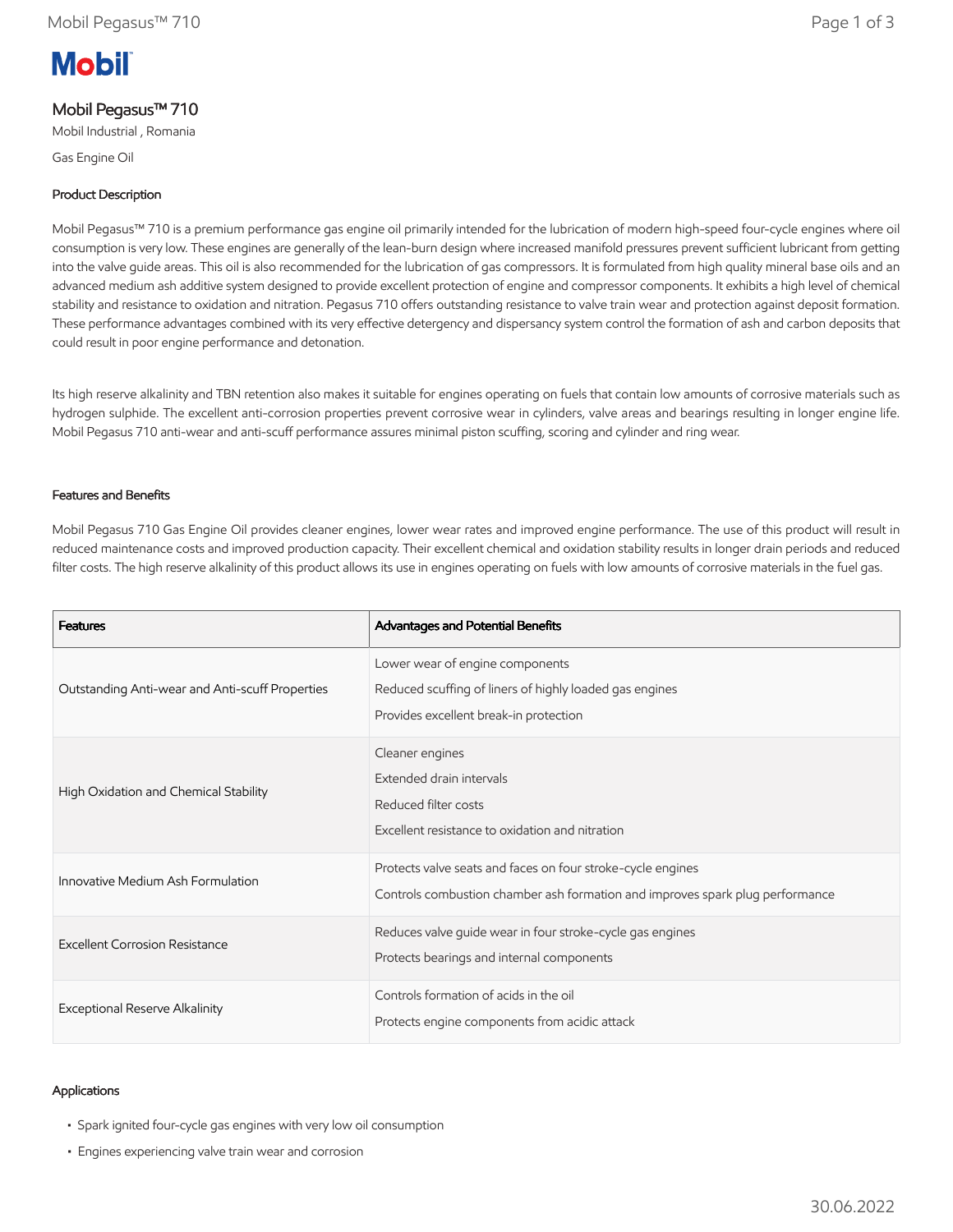# Mobil Pegasus™ 710

Mobil Industrial , Romania

Gas Engine Oil

## Product Description

Mobil Pegasus™ 710 is a premium performance gas engine oil primarily intended for the lubrication of modern high-speed four-cycle engines where oil consumption is very low. These engines are generally of the lean-burn design where increased manifold pressures prevent sufficient lubricant from getting into the valve guide areas. This oil is also recommended for the lubrication of gas compressors. It is formulated from high quality mineral base oils and an advanced medium ash additive system designed to provide excellent protection of engine and compressor components. It exhibits a high level of chemical stability and resistance to oxidation and nitration. Pegasus 710 offers outstanding resistance to valve train wear and protection against deposit formation. These performance advantages combined with its very effective detergency and dispersancy system control the formation of ash and carbon deposits that could result in poor engine performance and detonation.

Its high reserve alkalinity and TBN retention also makes it suitable for engines operating on fuels that contain low amounts of corrosive materials such as hydrogen sulphide. The excellent anti-corrosion properties prevent corrosive wear in cylinders, valve areas and bearings resulting in longer engine life. Mobil Pegasus 710 anti-wear and anti-scuff performance assures minimal piston scuffing, scoring and cylinder and ring wear.

## Features and Benefits

Mobil Pegasus 710 Gas Engine Oil provides cleaner engines, lower wear rates and improved engine performance. The use of this product will result in reduced maintenance costs and improved production capacity. Their excellent chemical and oxidation stability results in longer drain periods and reduced filter costs. The high reserve alkalinity of this product allows its use in engines operating on fuels with low amounts of corrosive materials in the fuel gas.

| Features | Advantages and Potential Benefits |
|---|---|
| Outstanding Anti-wear and Anti-scuff Properties | Lower wear of engine components<br>Reduced scuffing of liners of highly loaded gas engines<br>Provides excellent break-in protection |
| High Oxidation and Chemical Stability | Cleaner engines<br>Extended drain intervals<br>Reduced filter costs<br>Excellent resistance to oxidation and nitration |
| Innovative Medium Ash Formulation | Protects valve seats and faces on four stroke-cycle engines<br>Controls combustion chamber ash formation and improves spark plug performance |
| Excellent Corrosion Resistance | Reduces valve guide wear in four stroke-cycle gas engines<br>Protects bearings and internal components |
| Exceptional Reserve Alkalinity | Controls formation of acids in the oil<br>Protects engine components from acidic attack |

## Applications

- Spark ignited four-cycle gas engines with very low oil consumption
- Engines experiencing valve train wear and corrosion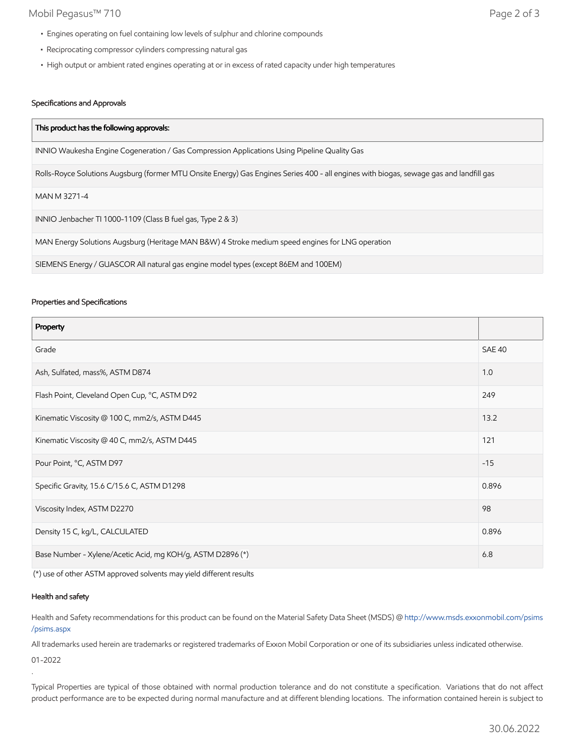- Engines operating on fuel containing low levels of sulphur and chlorine compounds
- Reciprocating compressor cylinders compressing natural gas
- High output or ambient rated engines operating at or in excess of rated capacity under high temperatures

### Specifications and Approvals

| This product has the following approvals: |
| --- |
| INNIO Waukesha Engine Cogeneration / Gas Compression Applications Using Pipeline Quality Gas |
| Rolls-Royce Solutions Augsburg (former MTU Onsite Energy) Gas Engines Series 400 - all engines with biogas, sewage gas and landfill gas |
| MAN M 3271-4 |
| INNIO Jenbacher TI 1000-1109 (Class B fuel gas, Type 2 & 3) |
| MAN Energy Solutions Augsburg (Heritage MAN B&W) 4 Stroke medium speed engines for LNG operation |
| SIEMENS Energy / GUASCOR All natural gas engine model types (except 86EM and 100EM) |

### Properties and Specifications

| Property | |
| --- | --- |
| Grade | SAE 40 |
| Ash, Sulfated, mass%, ASTM D874 | 1.0 |
| Flash Point, Cleveland Open Cup, °C, ASTM D92 | 249 |
| Kinematic Viscosity @ 100 C, mm2/s, ASTM D445 | 13.2 |
| Kinematic Viscosity @ 40 C, mm2/s, ASTM D445 | 121 |
| Pour Point, °C, ASTM D97 | -15 |
| Specific Gravity, 15.6 C/15.6 C, ASTM D1298 | 0.896 |
| Viscosity Index, ASTM D2270 | 98 |
| Density 15 C, kg/L, CALCULATED | 0.896 |
| Base Number - Xylene/Acetic Acid, mg KOH/g, ASTM D2896 (*) | 6.8 |

(*) use of other ASTM approved solvents may yield different results

### Health and safety

Health and Safety recommendations for this product can be found on the Material Safety Data Sheet (MSDS) @ http://www.msds.exxonmobil.com/psims/psims.aspx

All trademarks used herein are trademarks or registered trademarks of Exxon Mobil Corporation or one of its subsidiaries unless indicated otherwise.

01-2022

.

Typical Properties are typical of those obtained with normal production tolerance and do not constitute a specification. Variations that do not affect product performance are to be expected during normal manufacture and at different blending locations. The information contained herein is subject to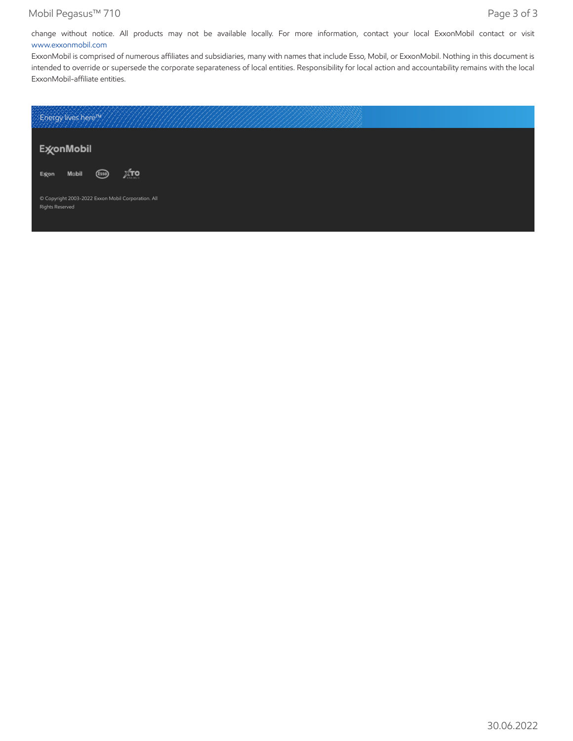change without notice. All products may not be available locally. For more information, contact your local ExxonMobil contact or visit www.exxonmobil.com

ExxonMobil is comprised of numerous affiliates and subsidiaries, many with names that include Esso, Mobil, or ExxonMobil. Nothing in this document is intended to override or supersede the corporate separateness of local entities. Responsibility for local action and accountability remains with the local ExxonMobil-affiliate entities.

Energy lives here™

ExxonMobil

Exxon Mobil Esso XTO

© Copyright 2003-2022 Exxon Mobil Corporation. All Rights Reserved

30.06.2022